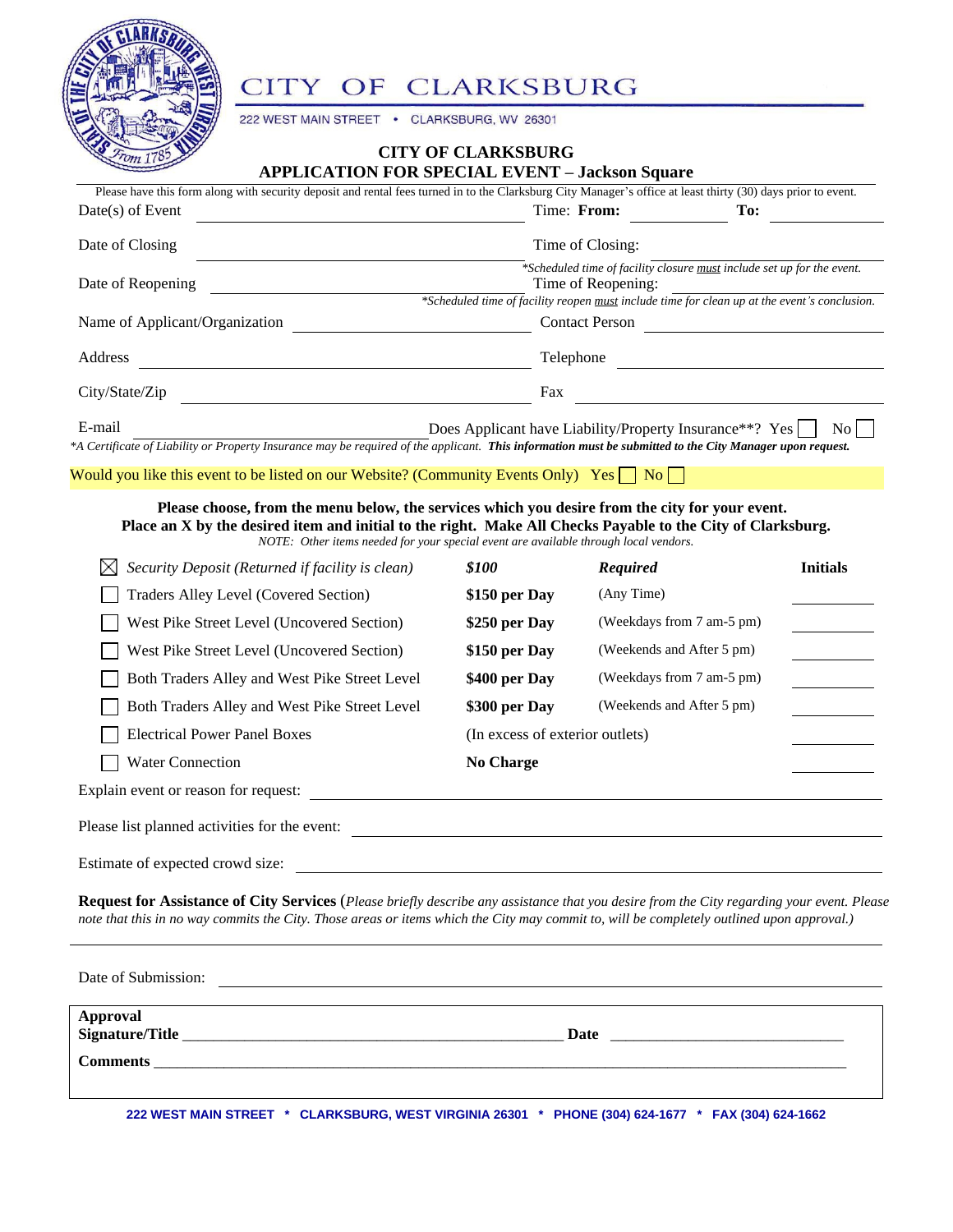# CITY OF CLARKSBURG

222 WEST MAIN STREET • CLARKSBURG, WV 26301

## CITY OF CLARKSBURG
## APPLICATION FOR SPECIAL EVENT – Jackson Square

Please have this form along with security deposit and rental fees turned in to the Clarksburg City Manager's office at least thirty (30) days prior to event.

Date(s) of Event ______________________ Time: **From:** __________ **To:** __________

Date of Closing ______________________ Time of Closing: __________

*\*Scheduled time of facility closure must include set up for the event.*

Date of Reopening ______________________ Time of Reopening: __________

*\*Scheduled time of facility reopen must include time for clean up at the event's conclusion.*

Name of Applicant/Organization ______________________ Contact Person ______________________

Address ______________________ Telephone ______________________

City/State/Zip ______________________ Fax ______________________

E-mail ______________________ Does Applicant have Liability/Property Insurance**? Yes ☐ No ☐

*\*A Certificate of Liability or Property Insurance may be required of the applicant.* ***This information must be submitted to the City Manager upon request.***

Would you like this event to be listed on our Website? (Community Events Only) Yes ☐ No ☐

**Please choose, from the menu below, the services which you desire from the city for your event.**
**Place an X by the desired item and initial to the right. Make All Checks Payable to the City of Clarksburg.**

*NOTE: Other items needed for your special event are available through local vendors.*

| Item | Fee | | Initials |
|---|---|---|---|
| ☒ *Security Deposit (Returned if facility is clean)* | ***$100*** | ***Required*** | |
| ☐ Traders Alley Level (Covered Section) | **$150 per Day** | (Any Time) | ______ |
| ☐ West Pike Street Level (Uncovered Section) | **$250 per Day** | (Weekdays from 7 am-5 pm) | ______ |
| ☐ West Pike Street Level (Uncovered Section) | **$150 per Day** | (Weekends and After 5 pm) | ______ |
| ☐ Both Traders Alley and West Pike Street Level | **$400 per Day** | (Weekdays from 7 am-5 pm) | ______ |
| ☐ Both Traders Alley and West Pike Street Level | **$300 per Day** | (Weekends and After 5 pm) | ______ |
| ☐ Electrical Power Panel Boxes | (In excess of exterior outlets) | | ______ |
| ☐ Water Connection | **No Charge** | | ______ |

Explain event or reason for request: ______________________

Please list planned activities for the event: ______________________

Estimate of expected crowd size: ______________________

**Request for Assistance of City Services** (*Please briefly describe any assistance that you desire from the City regarding your event. Please note that this in no way commits the City. Those areas or items which the City may commit to, will be completely outlined upon approval.)*

______________________

Date of Submission: ______________________

**Approval**
**Signature/Title** ______________________ **Date** ______________________

**Comments** ______________________

222 WEST MAIN STREET * CLARKSBURG, WEST VIRGINIA 26301 * PHONE (304) 624-1677 * FAX (304) 624-1662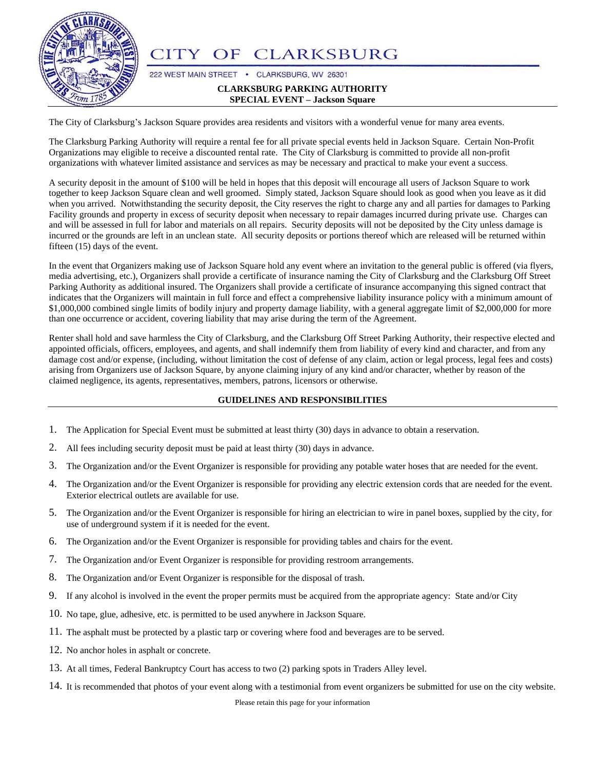# CITY OF CLARKSBURG

222 WEST MAIN STREET • CLARKSBURG, WV 26301

**CLARKSBURG PARKING AUTHORITY**
**SPECIAL EVENT – Jackson Square**

The City of Clarksburg's Jackson Square provides area residents and visitors with a wonderful venue for many area events.

The Clarksburg Parking Authority will require a rental fee for all private special events held in Jackson Square. Certain Non-Profit Organizations may eligible to receive a discounted rental rate. The City of Clarksburg is committed to provide all non-profit organizations with whatever limited assistance and services as may be necessary and practical to make your event a success.

A security deposit in the amount of $100 will be held in hopes that this deposit will encourage all users of Jackson Square to work together to keep Jackson Square clean and well groomed. Simply stated, Jackson Square should look as good when you leave as it did when you arrived. Notwithstanding the security deposit, the City reserves the right to charge any and all parties for damages to Parking Facility grounds and property in excess of security deposit when necessary to repair damages incurred during private use. Charges can and will be assessed in full for labor and materials on all repairs. Security deposits will not be deposited by the City unless damage is incurred or the grounds are left in an unclean state. All security deposits or portions thereof which are released will be returned within fifteen (15) days of the event.

In the event that Organizers making use of Jackson Square hold any event where an invitation to the general public is offered (via flyers, media advertising, etc.), Organizers shall provide a certificate of insurance naming the City of Clarksburg and the Clarksburg Off Street Parking Authority as additional insured. The Organizers shall provide a certificate of insurance accompanying this signed contract that indicates that the Organizers will maintain in full force and effect a comprehensive liability insurance policy with a minimum amount of $1,000,000 combined single limits of bodily injury and property damage liability, with a general aggregate limit of $2,000,000 for more than one occurrence or accident, covering liability that may arise during the term of the Agreement.

Renter shall hold and save harmless the City of Clarksburg, and the Clarksburg Off Street Parking Authority, their respective elected and appointed officials, officers, employees, and agents, and shall indemnify them from liability of every kind and character, and from any damage cost and/or expense, (including, without limitation the cost of defense of any claim, action or legal process, legal fees and costs) arising from Organizers use of Jackson Square, by anyone claiming injury of any kind and/or character, whether by reason of the claimed negligence, its agents, representatives, members, patrons, licensors or otherwise.

## GUIDELINES AND RESPONSIBILITIES

1. The Application for Special Event must be submitted at least thirty (30) days in advance to obtain a reservation.
2. All fees including security deposit must be paid at least thirty (30) days in advance.
3. The Organization and/or the Event Organizer is responsible for providing any potable water hoses that are needed for the event.
4. The Organization and/or the Event Organizer is responsible for providing any electric extension cords that are needed for the event. Exterior electrical outlets are available for use.
5. The Organization and/or the Event Organizer is responsible for hiring an electrician to wire in panel boxes, supplied by the city, for use of underground system if it is needed for the event.
6. The Organization and/or the Event Organizer is responsible for providing tables and chairs for the event.
7. The Organization and/or Event Organizer is responsible for providing restroom arrangements.
8. The Organization and/or Event Organizer is responsible for the disposal of trash.
9. If any alcohol is involved in the event the proper permits must be acquired from the appropriate agency: State and/or City
10. No tape, glue, adhesive, etc. is permitted to be used anywhere in Jackson Square.
11. The asphalt must be protected by a plastic tarp or covering where food and beverages are to be served.
12. No anchor holes in asphalt or concrete.
13. At all times, Federal Bankruptcy Court has access to two (2) parking spots in Traders Alley level.
14. It is recommended that photos of your event along with a testimonial from event organizers be submitted for use on the city website.

Please retain this page for your information